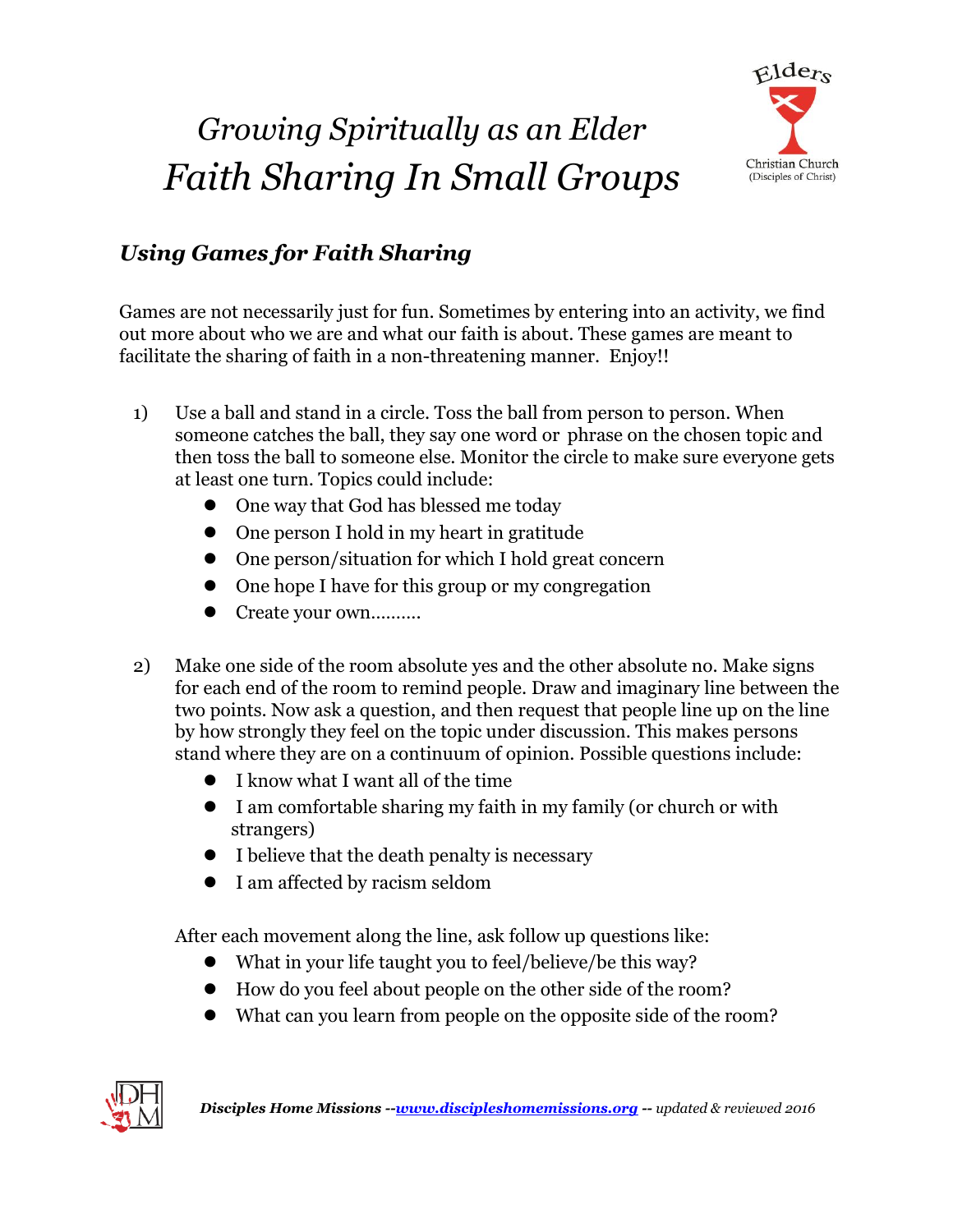# *Growing Spiritually as an Elder*
# *Faith Sharing In Small Groups*

Elders
Christian Church
(Disciples of Christ)

## *Using Games for Faith Sharing*

Games are not necessarily just for fun. Sometimes by entering into an activity, we find out more about who we are and what our faith is about. These games are meant to facilitate the sharing of faith in a non-threatening manner. Enjoy!!

1) Use a ball and stand in a circle. Toss the ball from person to person. When someone catches the ball, they say one word or phrase on the chosen topic and then toss the ball to someone else. Monitor the circle to make sure everyone gets at least one turn. Topics could include:
   - One way that God has blessed me today
   - One person I hold in my heart in gratitude
   - One person/situation for which I hold great concern
   - One hope I have for this group or my congregation
   - Create your own..........

2) Make one side of the room absolute yes and the other absolute no. Make signs for each end of the room to remind people. Draw and imaginary line between the two points. Now ask a question, and then request that people line up on the line by how strongly they feel on the topic under discussion. This makes persons stand where they are on a continuum of opinion. Possible questions include:
   - I know what I want all of the time
   - I am comfortable sharing my faith in my family (or church or with strangers)
   - I believe that the death penalty is necessary
   - I am affected by racism seldom

   After each movement along the line, ask follow up questions like:
   - What in your life taught you to feel/believe/be this way?
   - How do you feel about people on the other side of the room?
   - What can you learn from people on the opposite side of the room?

***Disciples Home Missions** --[www.discipleshomemissions.org](http://www.discipleshomemissions.org) -- updated & reviewed 2016*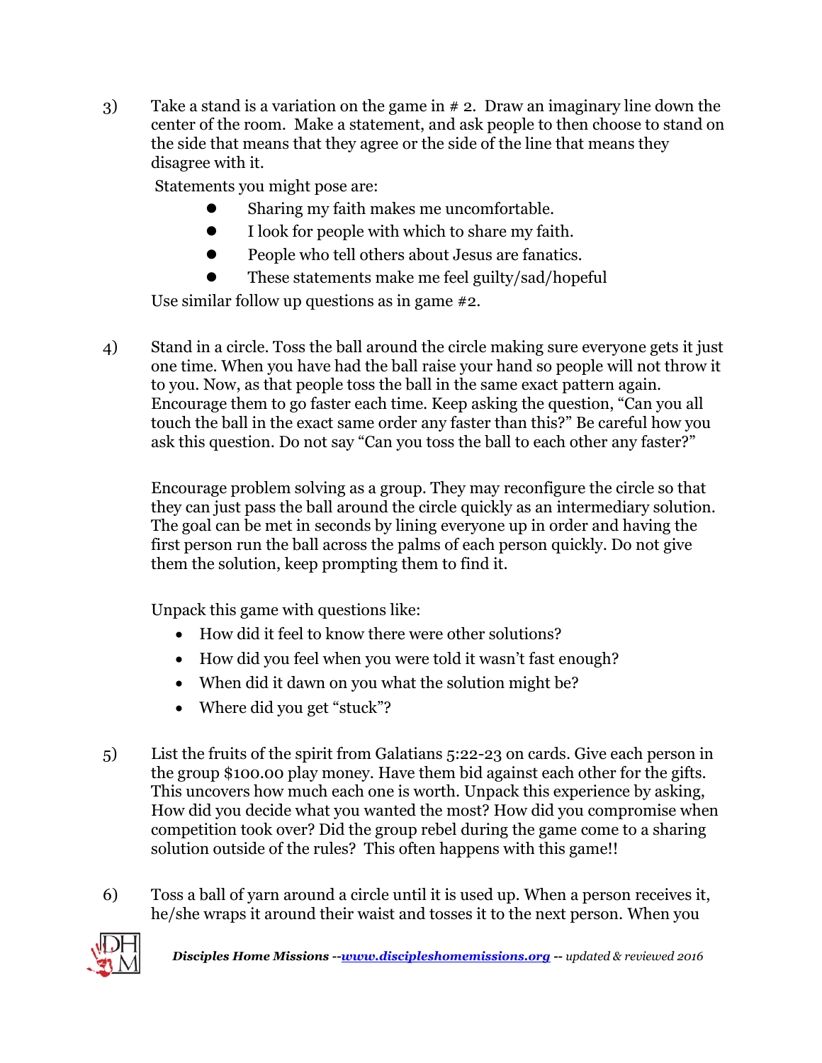3) Take a stand is a variation on the game in # 2. Draw an imaginary line down the center of the room. Make a statement, and ask people to then choose to stand on the side that means that they agree or the side of the line that means they disagree with it.

Statements you might pose are:

- Sharing my faith makes me uncomfortable.
- I look for people with which to share my faith.
- People who tell others about Jesus are fanatics.
- These statements make me feel guilty/sad/hopeful

Use similar follow up questions as in game #2.

4) Stand in a circle. Toss the ball around the circle making sure everyone gets it just one time. When you have had the ball raise your hand so people will not throw it to you. Now, as that people toss the ball in the same exact pattern again. Encourage them to go faster each time. Keep asking the question, "Can you all touch the ball in the exact same order any faster than this?" Be careful how you ask this question. Do not say "Can you toss the ball to each other any faster?"

Encourage problem solving as a group. They may reconfigure the circle so that they can just pass the ball around the circle quickly as an intermediary solution. The goal can be met in seconds by lining everyone up in order and having the first person run the ball across the palms of each person quickly. Do not give them the solution, keep prompting them to find it.

Unpack this game with questions like:

- How did it feel to know there were other solutions?
- How did you feel when you were told it wasn't fast enough?
- When did it dawn on you what the solution might be?
- Where did you get "stuck"?

5) List the fruits of the spirit from Galatians 5:22-23 on cards. Give each person in the group $100.00 play money. Have them bid against each other for the gifts. This uncovers how much each one is worth. Unpack this experience by asking, How did you decide what you wanted the most? How did you compromise when competition took over? Did the group rebel during the game come to a sharing solution outside of the rules? This often happens with this game!!

6) Toss a ball of yarn around a circle until it is used up. When a person receives it, he/she wraps it around their waist and tosses it to the next person. When you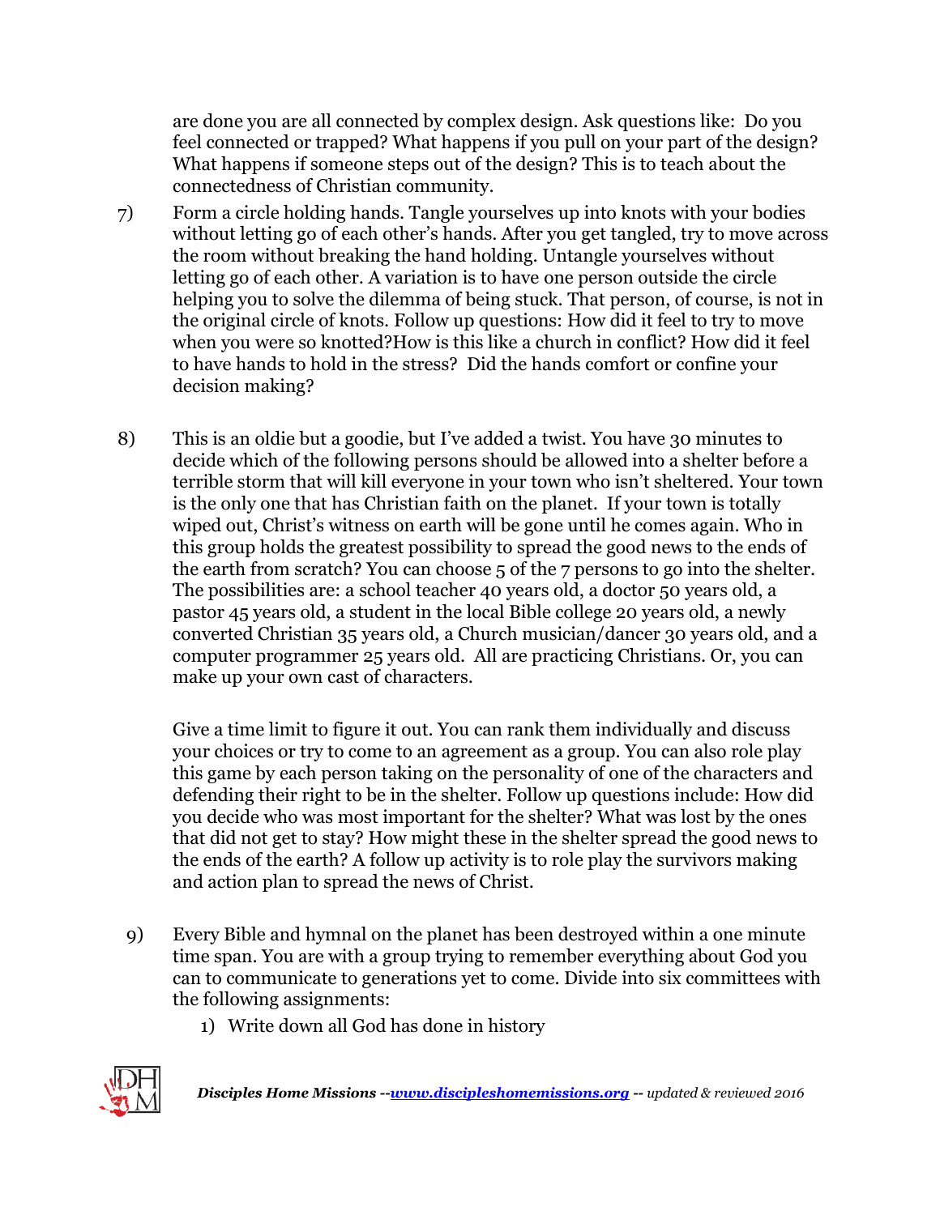are done you are all connected by complex design. Ask questions like: Do you feel connected or trapped? What happens if you pull on your part of the design? What happens if someone steps out of the design? This is to teach about the connectedness of Christian community.

7) Form a circle holding hands. Tangle yourselves up into knots with your bodies without letting go of each other's hands. After you get tangled, try to move across the room without breaking the hand holding. Untangle yourselves without letting go of each other. A variation is to have one person outside the circle helping you to solve the dilemma of being stuck. That person, of course, is not in the original circle of knots. Follow up questions: How did it feel to try to move when you were so knotted?How is this like a church in conflict? How did it feel to have hands to hold in the stress? Did the hands comfort or confine your decision making?

8) This is an oldie but a goodie, but I've added a twist. You have 30 minutes to decide which of the following persons should be allowed into a shelter before a terrible storm that will kill everyone in your town who isn't sheltered. Your town is the only one that has Christian faith on the planet. If your town is totally wiped out, Christ's witness on earth will be gone until he comes again. Who in this group holds the greatest possibility to spread the good news to the ends of the earth from scratch? You can choose 5 of the 7 persons to go into the shelter. The possibilities are: a school teacher 40 years old, a doctor 50 years old, a pastor 45 years old, a student in the local Bible college 20 years old, a newly converted Christian 35 years old, a Church musician/dancer 30 years old, and a computer programmer 25 years old. All are practicing Christians. Or, you can make up your own cast of characters.

   Give a time limit to figure it out. You can rank them individually and discuss your choices or try to come to an agreement as a group. You can also role play this game by each person taking on the personality of one of the characters and defending their right to be in the shelter. Follow up questions include: How did you decide who was most important for the shelter? What was lost by the ones that did not get to stay? How might these in the shelter spread the good news to the ends of the earth? A follow up activity is to role play the survivors making and action plan to spread the news of Christ.

9) Every Bible and hymnal on the planet has been destroyed within a one minute time span. You are with a group trying to remember everything about God you can to communicate to generations yet to come. Divide into six committees with the following assignments:
   1) Write down all God has done in history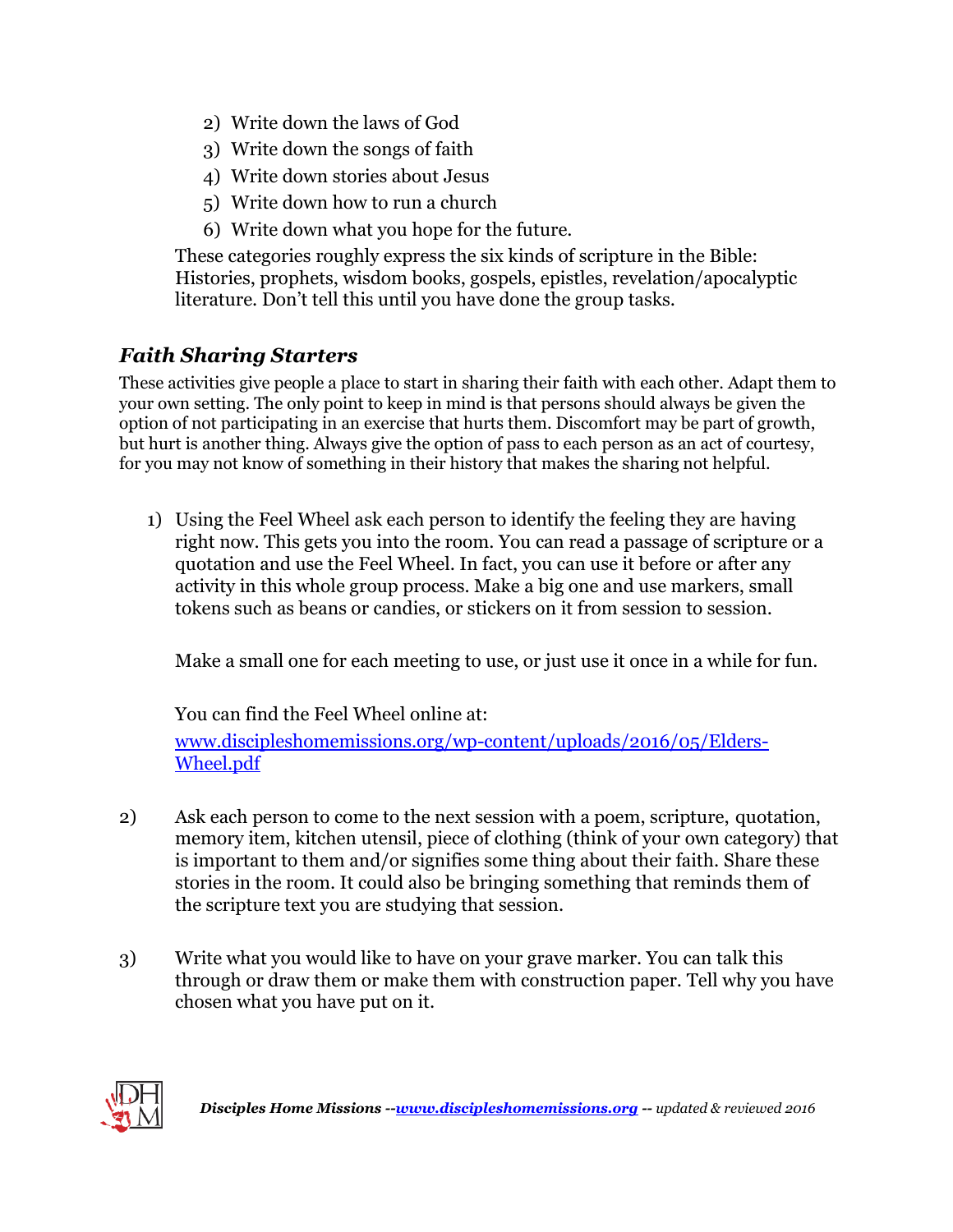2) Write down the laws of God
3) Write down the songs of faith
4) Write down stories about Jesus
5) Write down how to run a church
6) Write down what you hope for the future.

These categories roughly express the six kinds of scripture in the Bible: Histories, prophets, wisdom books, gospels, epistles, revelation/apocalyptic literature. Don't tell this until you have done the group tasks.

### *Faith Sharing Starters*

These activities give people a place to start in sharing their faith with each other. Adapt them to your own setting. The only point to keep in mind is that persons should always be given the option of not participating in an exercise that hurts them. Discomfort may be part of growth, but hurt is another thing. Always give the option of pass to each person as an act of courtesy, for you may not know of something in their history that makes the sharing not helpful.

1) Using the Feel Wheel ask each person to identify the feeling they are having right now. This gets you into the room. You can read a passage of scripture or a quotation and use the Feel Wheel. In fact, you can use it before or after any activity in this whole group process. Make a big one and use markers, small tokens such as beans or candies, or stickers on it from session to session.

   Make a small one for each meeting to use, or just use it once in a while for fun.

   You can find the Feel Wheel online at:
   [www.discipleshomemissions.org/wp-content/uploads/2016/05/Elders-Wheel.pdf](www.discipleshomemissions.org/wp-content/uploads/2016/05/Elders-Wheel.pdf)

2) Ask each person to come to the next session with a poem, scripture, quotation, memory item, kitchen utensil, piece of clothing (think of your own category) that is important to them and/or signifies some thing about their faith. Share these stories in the room. It could also be bringing something that reminds them of the scripture text you are studying that session.

3) Write what you would like to have on your grave marker. You can talk this through or draw them or make them with construction paper. Tell why you have chosen what you have put on it.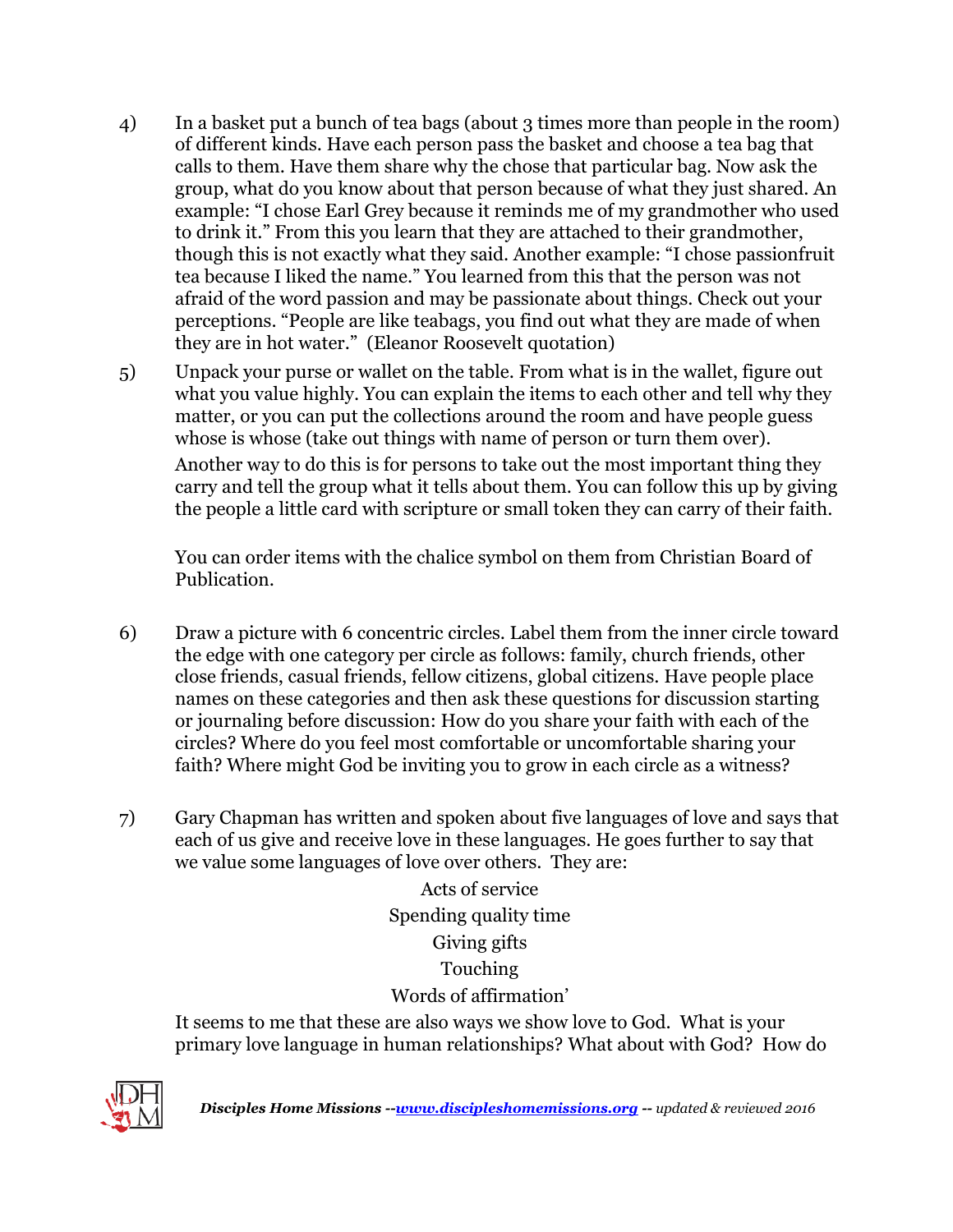4) In a basket put a bunch of tea bags (about 3 times more than people in the room) of different kinds. Have each person pass the basket and choose a tea bag that calls to them. Have them share why the chose that particular bag. Now ask the group, what do you know about that person because of what they just shared. An example: "I chose Earl Grey because it reminds me of my grandmother who used to drink it." From this you learn that they are attached to their grandmother, though this is not exactly what they said. Another example: "I chose passionfruit tea because I liked the name." You learned from this that the person was not afraid of the word passion and may be passionate about things. Check out your perceptions. "People are like teabags, you find out what they are made of when they are in hot water." (Eleanor Roosevelt quotation)

5) Unpack your purse or wallet on the table. From what is in the wallet, figure out what you value highly. You can explain the items to each other and tell why they matter, or you can put the collections around the room and have people guess whose is whose (take out things with name of person or turn them over).

   Another way to do this is for persons to take out the most important thing they carry and tell the group what it tells about them. You can follow this up by giving the people a little card with scripture or small token they can carry of their faith.

   You can order items with the chalice symbol on them from Christian Board of Publication.

6) Draw a picture with 6 concentric circles. Label them from the inner circle toward the edge with one category per circle as follows: family, church friends, other close friends, casual friends, fellow citizens, global citizens. Have people place names on these categories and then ask these questions for discussion starting or journaling before discussion: How do you share your faith with each of the circles? Where do you feel most comfortable or uncomfortable sharing your faith? Where might God be inviting you to grow in each circle as a witness?

7) Gary Chapman has written and spoken about five languages of love and says that each of us give and receive love in these languages. He goes further to say that we value some languages of love over others. They are:

   Acts of service
   Spending quality time
   Giving gifts
   Touching
   Words of affirmation'

   It seems to me that these are also ways we show love to God. What is your primary love language in human relationships? What about with God? How do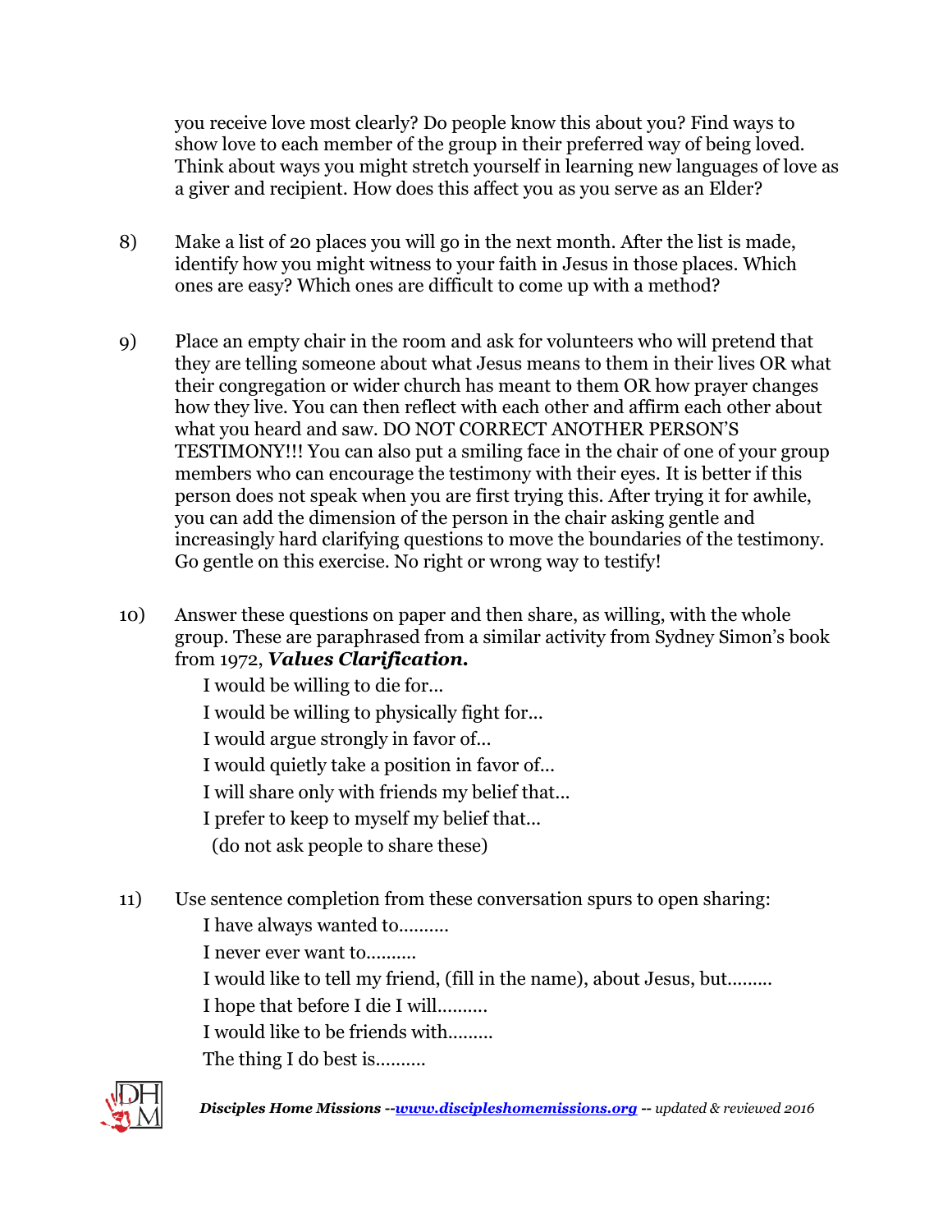you receive love most clearly? Do people know this about you? Find ways to show love to each member of the group in their preferred way of being loved. Think about ways you might stretch yourself in learning new languages of love as a giver and recipient. How does this affect you as you serve as an Elder?

8) Make a list of 20 places you will go in the next month. After the list is made, identify how you might witness to your faith in Jesus in those places. Which ones are easy? Which ones are difficult to come up with a method?

9) Place an empty chair in the room and ask for volunteers who will pretend that they are telling someone about what Jesus means to them in their lives OR what their congregation or wider church has meant to them OR how prayer changes how they live. You can then reflect with each other and affirm each other about what you heard and saw. DO NOT CORRECT ANOTHER PERSON'S TESTIMONY!!! You can also put a smiling face in the chair of one of your group members who can encourage the testimony with their eyes. It is better if this person does not speak when you are first trying this. After trying it for awhile, you can add the dimension of the person in the chair asking gentle and increasingly hard clarifying questions to move the boundaries of the testimony. Go gentle on this exercise. No right or wrong way to testify!

10) Answer these questions on paper and then share, as willing, with the whole group. These are paraphrased from a similar activity from Sydney Simon's book from 1972, ***Values Clarification.***

    I would be willing to die for…
    
    I would be willing to physically fight for…
    
    I would argue strongly in favor of…
    
    I would quietly take a position in favor of…
    
    I will share only with friends my belief that…
    
    I prefer to keep to myself my belief that…
    
    (do not ask people to share these)

11) Use sentence completion from these conversation spurs to open sharing:

    I have always wanted to……….
    
    I never ever want to……….
    
    I would like to tell my friend, (fill in the name), about Jesus, but………
    
    I hope that before I die I will……….
    
    I would like to be friends with………
    
    The thing I do best is……….

***Disciples Home Missions** --[www.discipleshomemissions.org](http://www.discipleshomemissions.org) -- updated & reviewed 2016*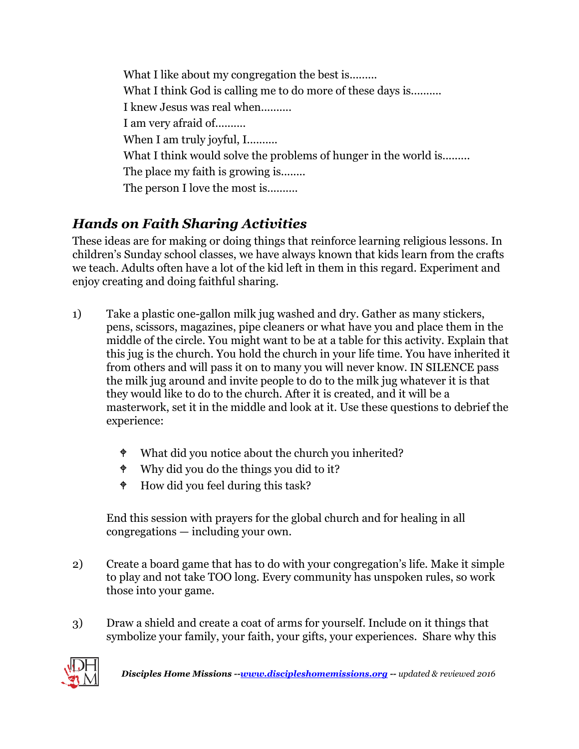What I like about my congregation the best is.........
What I think God is calling me to do more of these days is..........
I knew Jesus was real when..........
I am very afraid of..........
When I am truly joyful, I..........
What I think would solve the problems of hunger in the world is.........
The place my faith is growing is........
The person I love the most is..........

## *Hands on Faith Sharing Activities*

These ideas are for making or doing things that reinforce learning religious lessons. In children's Sunday school classes, we have always known that kids learn from the crafts we teach. Adults often have a lot of the kid left in them in this regard. Experiment and enjoy creating and doing faithful sharing.

1) Take a plastic one-gallon milk jug washed and dry. Gather as many stickers, pens, scissors, magazines, pipe cleaners or what have you and place them in the middle of the circle. You might want to be at a table for this activity. Explain that this jug is the church. You hold the church in your life time. You have inherited it from others and will pass it on to many you will never know. IN SILENCE pass the milk jug around and invite people to do to the milk jug whatever it is that they would like to do to the church. After it is created, and it will be a masterwork, set it in the middle and look at it. Use these questions to debrief the experience:

   - What did you notice about the church you inherited?
   - Why did you do the things you did to it?
   - How did you feel during this task?

   End this session with prayers for the global church and for healing in all congregations — including your own.

2) Create a board game that has to do with your congregation's life. Make it simple to play and not take TOO long. Every community has unspoken rules, so work those into your game.

3) Draw a shield and create a coat of arms for yourself. Include on it things that symbolize your family, your faith, your gifts, your experiences. Share why this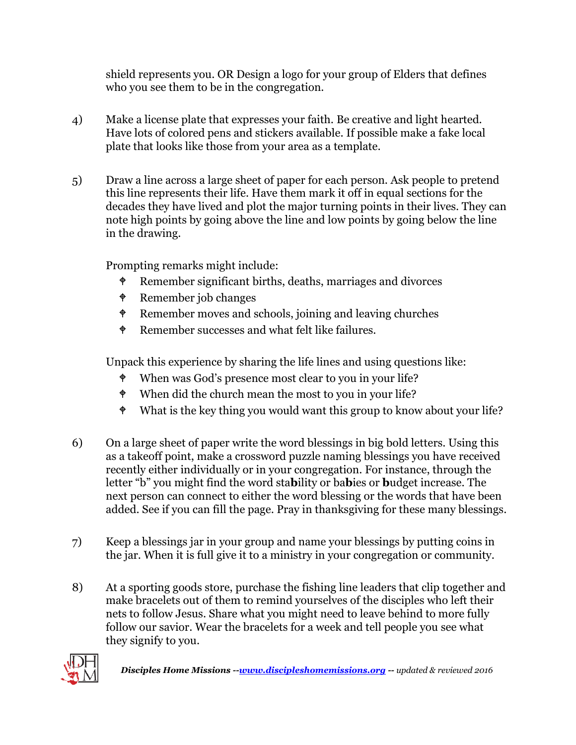shield represents you. OR Design a logo for your group of Elders that defines who you see them to be in the congregation.

4) Make a license plate that expresses your faith. Be creative and light hearted. Have lots of colored pens and stickers available. If possible make a fake local plate that looks like those from your area as a template.

5) Draw a line across a large sheet of paper for each person. Ask people to pretend this line represents their life. Have them mark it off in equal sections for the decades they have lived and plot the major turning points in their lives. They can note high points by going above the line and low points by going below the line in the drawing.

   Prompting remarks might include:
   - Remember significant births, deaths, marriages and divorces
   - Remember job changes
   - Remember moves and schools, joining and leaving churches
   - Remember successes and what felt like failures.

   Unpack this experience by sharing the life lines and using questions like:
   - When was God's presence most clear to you in your life?
   - When did the church mean the most to you in your life?
   - What is the key thing you would want this group to know about your life?

6) On a large sheet of paper write the word blessings in big bold letters. Using this as a takeoff point, make a crossword puzzle naming blessings you have received recently either individually or in your congregation. For instance, through the letter "b" you might find the word sta**b**ility or ba**b**ies or **b**udget increase. The next person can connect to either the word blessing or the words that have been added. See if you can fill the page. Pray in thanksgiving for these many blessings.

7) Keep a blessings jar in your group and name your blessings by putting coins in the jar. When it is full give it to a ministry in your congregation or community.

8) At a sporting goods store, purchase the fishing line leaders that clip together and make bracelets out of them to remind yourselves of the disciples who left their nets to follow Jesus. Share what you might need to leave behind to more fully follow our savior. Wear the bracelets for a week and tell people you see what they signify to you.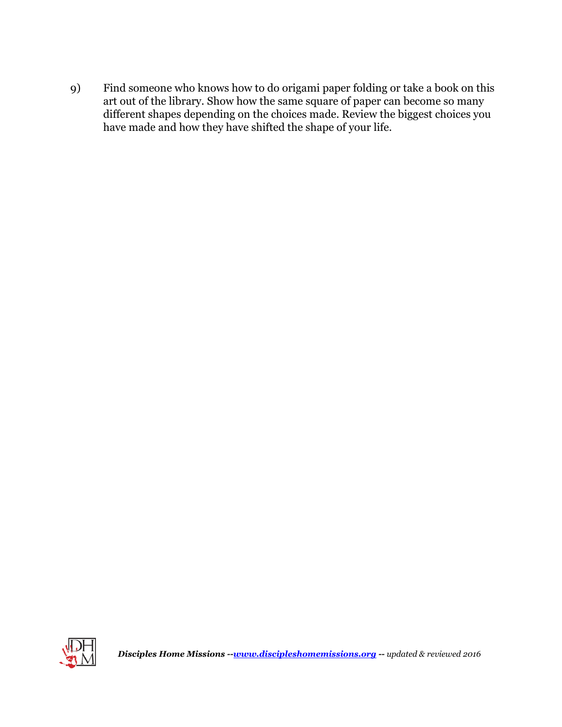9) Find someone who knows how to do origami paper folding or take a book on this art out of the library. Show how the same square of paper can become so many different shapes depending on the choices made. Review the biggest choices you have made and how they have shifted the shape of your life.